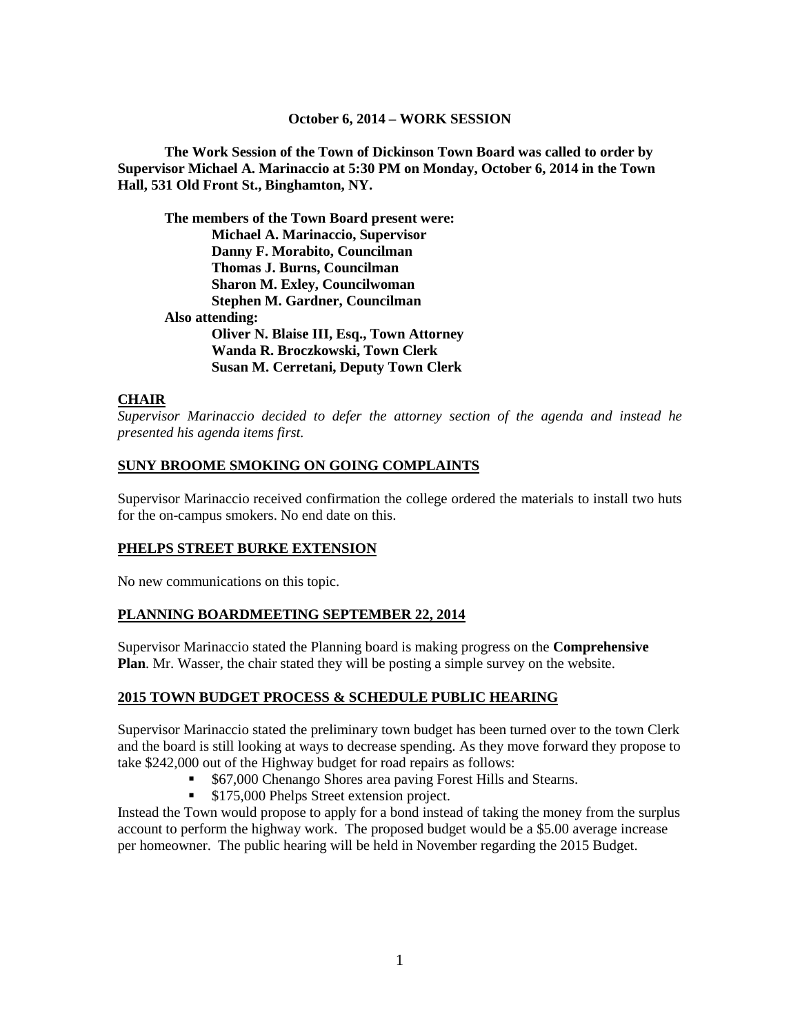**October 6, 2014 – WORK SESSION**

**The Work Session of the Town of Dickinson Town Board was called to order by Supervisor Michael A. Marinaccio at 5:30 PM on Monday, October 6, 2014 in the Town Hall, 531 Old Front St., Binghamton, NY.**

**The members of the Town Board present were:**
**Michael A. Marinaccio, Supervisor**
**Danny F. Morabito, Councilman**
**Thomas J. Burns, Councilman**
**Sharon M. Exley, Councilwoman**
**Stephen M. Gardner, Councilman**

**Also attending:**
**Oliver N. Blaise III, Esq., Town Attorney**
**Wanda R. Broczkowski, Town Clerk**
**Susan M. Cerretani, Deputy Town Clerk**

## CHAIR

*Supervisor Marinaccio decided to defer the attorney section of the agenda and instead he presented his agenda items first.*

## SUNY BROOME SMOKING ON GOING COMPLAINTS

Supervisor Marinaccio received confirmation the college ordered the materials to install two huts for the on-campus smokers. No end date on this.

## PHELPS STREET BURKE EXTENSION

No new communications on this topic.

## PLANNING BOARDMEETING SEPTEMBER 22, 2014

Supervisor Marinaccio stated the Planning board is making progress on the **Comprehensive Plan**. Mr. Wasser, the chair stated they will be posting a simple survey on the website.

## 2015 TOWN BUDGET PROCESS & SCHEDULE PUBLIC HEARING

Supervisor Marinaccio stated the preliminary town budget has been turned over to the town Clerk and the board is still looking at ways to decrease spending. As they move forward they propose to take $242,000 out of the Highway budget for road repairs as follows:

- $67,000 Chenango Shores area paving Forest Hills and Stearns.
- $175,000 Phelps Street extension project.

Instead the Town would propose to apply for a bond instead of taking the money from the surplus account to perform the highway work. The proposed budget would be a $5.00 average increase per homeowner. The public hearing will be held in November regarding the 2015 Budget.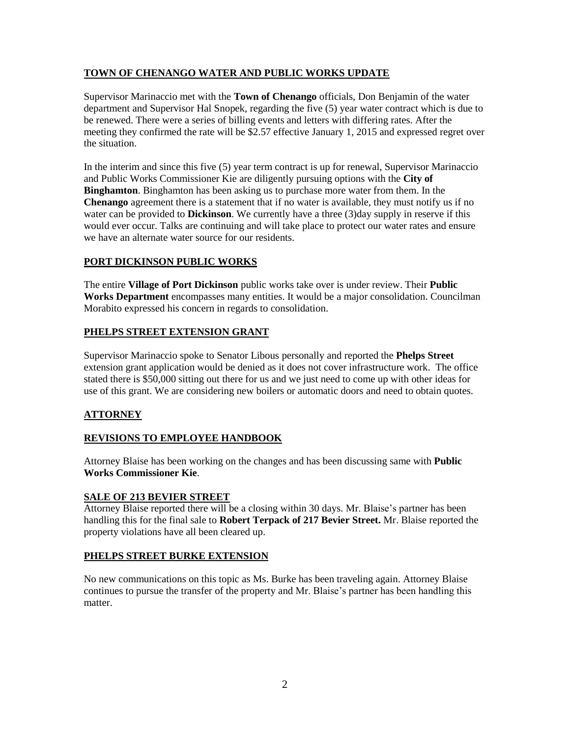## TOWN OF CHENANGO WATER AND PUBLIC WORKS UPDATE

Supervisor Marinaccio met with the **Town of Chenango** officials, Don Benjamin of the water department and Supervisor Hal Snopek, regarding the five (5) year water contract which is due to be renewed. There were a series of billing events and letters with differing rates. After the meeting they confirmed the rate will be $2.57 effective January 1, 2015 and expressed regret over the situation.

In the interim and since this five (5) year term contract is up for renewal, Supervisor Marinaccio and Public Works Commissioner Kie are diligently pursuing options with the **City of Binghamton**. Binghamton has been asking us to purchase more water from them. In the **Chenango** agreement there is a statement that if no water is available, they must notify us if no water can be provided to **Dickinson**. We currently have a three (3)day supply in reserve if this would ever occur. Talks are continuing and will take place to protect our water rates and ensure we have an alternate water source for our residents.

## PORT DICKINSON PUBLIC WORKS

The entire **Village of Port Dickinson** public works take over is under review. Their **Public Works Department** encompasses many entities. It would be a major consolidation. Councilman Morabito expressed his concern in regards to consolidation.

## PHELPS STREET EXTENSION GRANT

Supervisor Marinaccio spoke to Senator Libous personally and reported the **Phelps Street** extension grant application would be denied as it does not cover infrastructure work. The office stated there is $50,000 sitting out there for us and we just need to come up with other ideas for use of this grant. We are considering new boilers or automatic doors and need to obtain quotes.

## ATTORNEY

## REVISIONS TO EMPLOYEE HANDBOOK

Attorney Blaise has been working on the changes and has been discussing same with **Public Works Commissioner Kie**.

## SALE OF 213 BEVIER STREET

Attorney Blaise reported there will be a closing within 30 days. Mr. Blaise's partner has been handling this for the final sale to **Robert Terpack of 217 Bevier Street.** Mr. Blaise reported the property violations have all been cleared up.

## PHELPS STREET BURKE EXTENSION

No new communications on this topic as Ms. Burke has been traveling again. Attorney Blaise continues to pursue the transfer of the property and Mr. Blaise's partner has been handling this matter.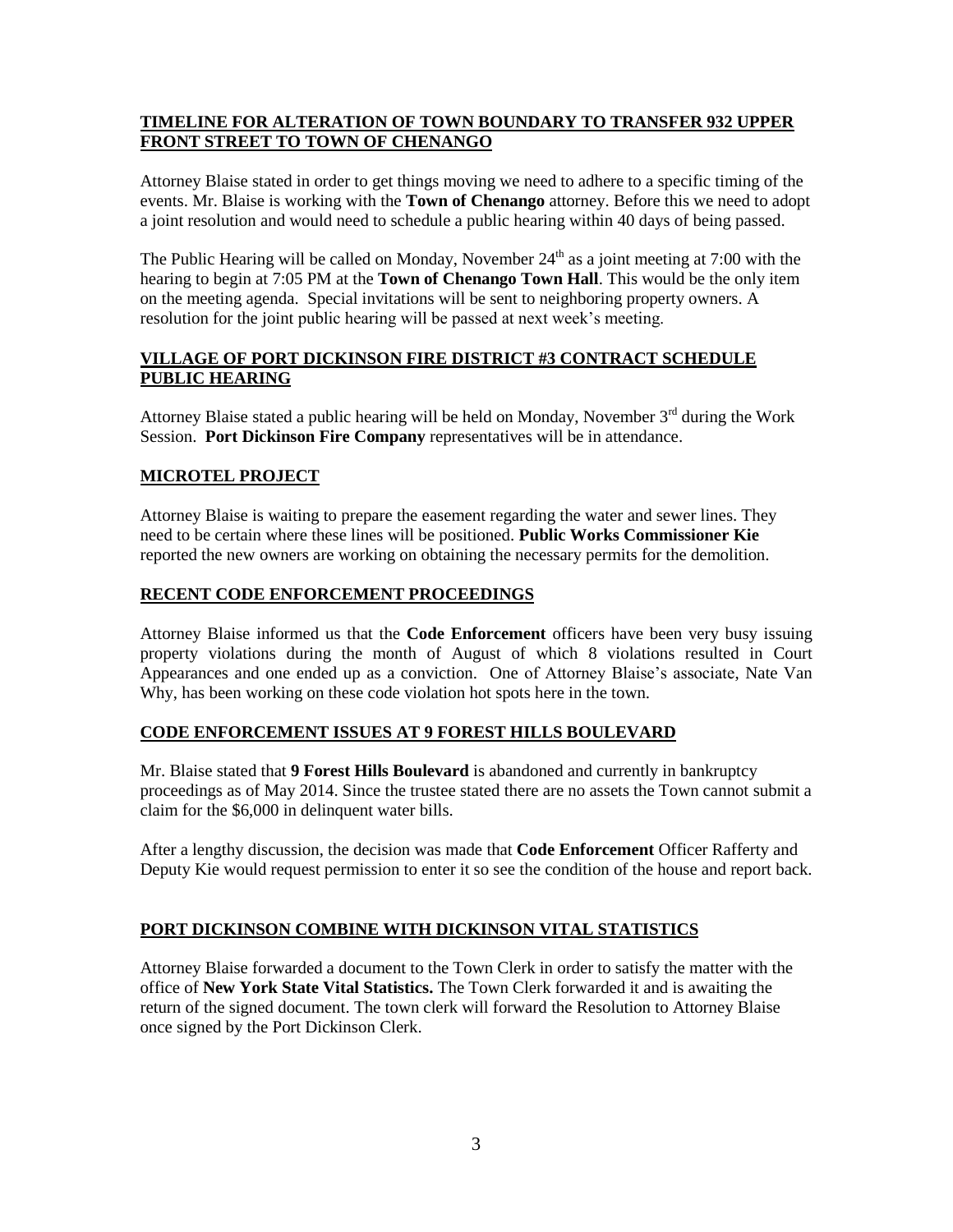**TIMELINE FOR ALTERATION OF TOWN BOUNDARY TO TRANSFER 932 UPPER FRONT STREET TO TOWN OF CHENANGO**

Attorney Blaise stated in order to get things moving we need to adhere to a specific timing of the events. Mr. Blaise is working with the **Town of Chenango** attorney. Before this we need to adopt a joint resolution and would need to schedule a public hearing within 40 days of being passed.

The Public Hearing will be called on Monday, November 24th as a joint meeting at 7:00 with the hearing to begin at 7:05 PM at the **Town of Chenango Town Hall**. This would be the only item on the meeting agenda. Special invitations will be sent to neighboring property owners. A resolution for the joint public hearing will be passed at next week's meeting.

**VILLAGE OF PORT DICKINSON FIRE DISTRICT #3 CONTRACT SCHEDULE PUBLIC HEARING**

Attorney Blaise stated a public hearing will be held on Monday, November 3rd during the Work Session. **Port Dickinson Fire Company** representatives will be in attendance.

**MICROTEL PROJECT**

Attorney Blaise is waiting to prepare the easement regarding the water and sewer lines. They need to be certain where these lines will be positioned. **Public Works Commissioner Kie** reported the new owners are working on obtaining the necessary permits for the demolition.

**RECENT CODE ENFORCEMENT PROCEEDINGS**

Attorney Blaise informed us that the **Code Enforcement** officers have been very busy issuing property violations during the month of August of which 8 violations resulted in Court Appearances and one ended up as a conviction. One of Attorney Blaise's associate, Nate Van Why, has been working on these code violation hot spots here in the town.

**CODE ENFORCEMENT ISSUES AT 9 FOREST HILLS BOULEVARD**

Mr. Blaise stated that **9 Forest Hills Boulevard** is abandoned and currently in bankruptcy proceedings as of May 2014. Since the trustee stated there are no assets the Town cannot submit a claim for the $6,000 in delinquent water bills.

After a lengthy discussion, the decision was made that **Code Enforcement** Officer Rafferty and Deputy Kie would request permission to enter it so see the condition of the house and report back.

**PORT DICKINSON COMBINE WITH DICKINSON VITAL STATISTICS**

Attorney Blaise forwarded a document to the Town Clerk in order to satisfy the matter with the office of **New York State Vital Statistics.** The Town Clerk forwarded it and is awaiting the return of the signed document. The town clerk will forward the Resolution to Attorney Blaise once signed by the Port Dickinson Clerk.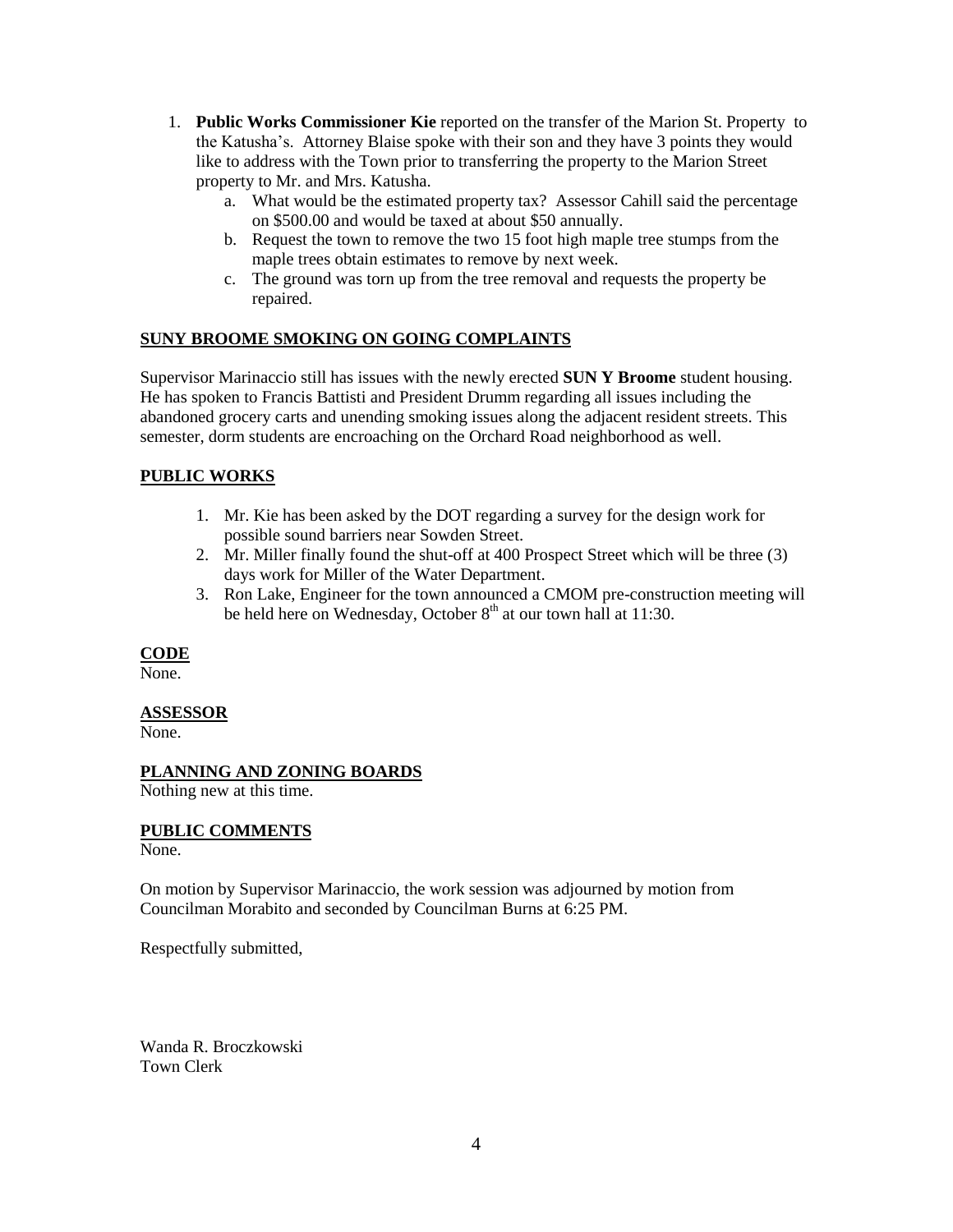1. **Public Works Commissioner Kie** reported on the transfer of the Marion St. Property to the Katusha's. Attorney Blaise spoke with their son and they have 3 points they would like to address with the Town prior to transferring the property to the Marion Street property to Mr. and Mrs. Katusha.
   a. What would be the estimated property tax? Assessor Cahill said the percentage on $500.00 and would be taxed at about $50 annually.
   b. Request the town to remove the two 15 foot high maple tree stumps from the maple trees obtain estimates to remove by next week.
   c. The ground was torn up from the tree removal and requests the property be repaired.

**SUNY BROOME SMOKING ON GOING COMPLAINTS**

Supervisor Marinaccio still has issues with the newly erected **SUN Y Broome** student housing. He has spoken to Francis Battisti and President Drumm regarding all issues including the abandoned grocery carts and unending smoking issues along the adjacent resident streets. This semester, dorm students are encroaching on the Orchard Road neighborhood as well.

**PUBLIC WORKS**

1. Mr. Kie has been asked by the DOT regarding a survey for the design work for possible sound barriers near Sowden Street.
2. Mr. Miller finally found the shut-off at 400 Prospect Street which will be three (3) days work for Miller of the Water Department.
3. Ron Lake, Engineer for the town announced a CMOM pre-construction meeting will be held here on Wednesday, October 8th at our town hall at 11:30.

**CODE**
None.

**ASSESSOR**
None.

**PLANNING AND ZONING BOARDS**
Nothing new at this time.

**PUBLIC COMMENTS**
None.

On motion by Supervisor Marinaccio, the work session was adjourned by motion from Councilman Morabito and seconded by Councilman Burns at 6:25 PM.

Respectfully submitted,

Wanda R. Broczkowski
Town Clerk